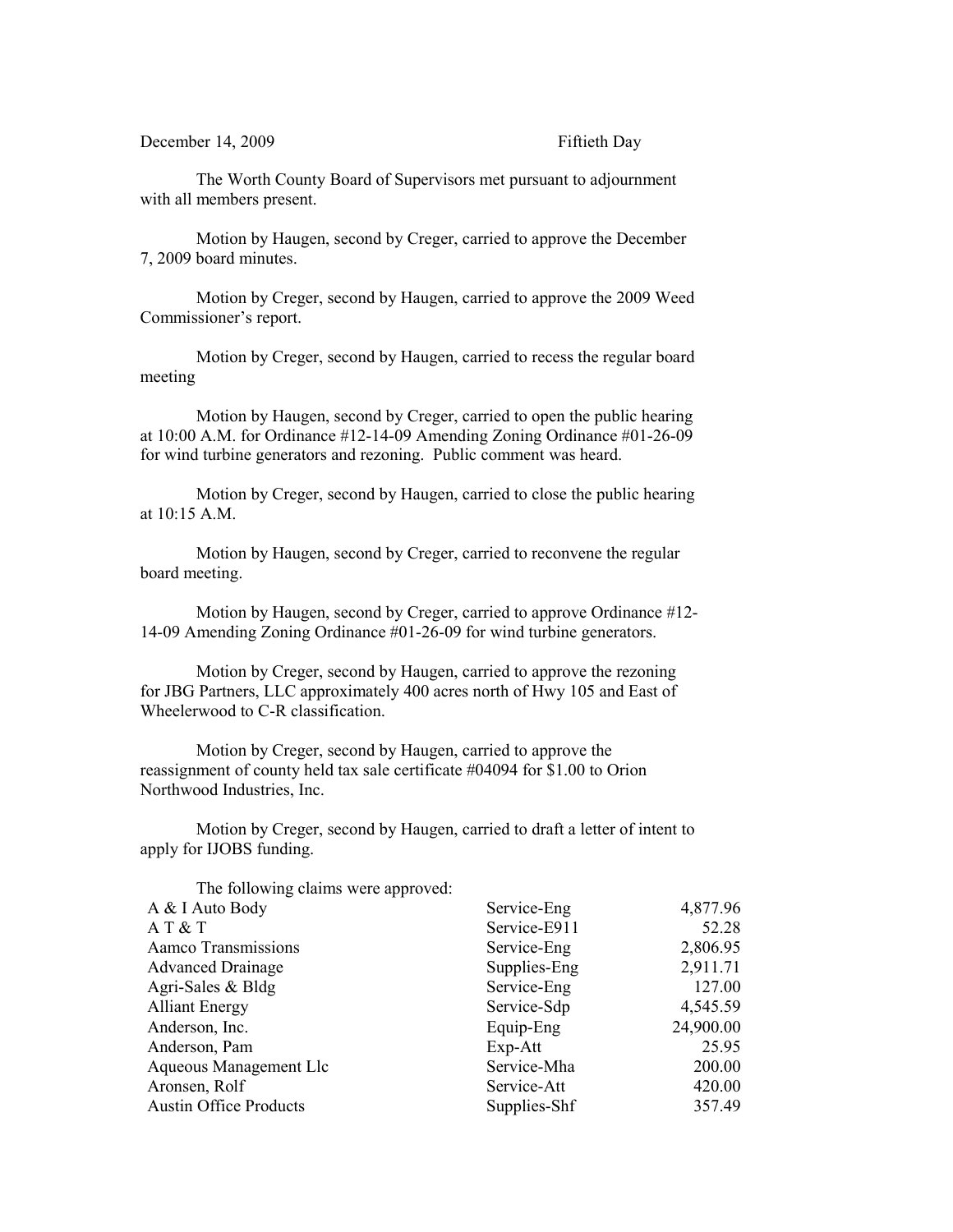December 14, 2009 Fiftieth Day

The Worth County Board of Supervisors met pursuant to adjournment with all members present.

Motion by Haugen, second by Creger, carried to approve the December 7, 2009 board minutes.

Motion by Creger, second by Haugen, carried to approve the 2009 Weed Commissioner's report.

Motion by Creger, second by Haugen, carried to recess the regular board meeting

Motion by Haugen, second by Creger, carried to open the public hearing at 10:00 A.M. for Ordinance #12-14-09 Amending Zoning Ordinance #01-26-09 for wind turbine generators and rezoning. Public comment was heard.

Motion by Creger, second by Haugen, carried to close the public hearing at 10:15 A.M.

Motion by Haugen, second by Creger, carried to reconvene the regular board meeting.

Motion by Haugen, second by Creger, carried to approve Ordinance #12-14-09 Amending Zoning Ordinance #01-26-09 for wind turbine generators.

Motion by Creger, second by Haugen, carried to approve the rezoning for JBG Partners, LLC approximately 400 acres north of Hwy 105 and East of Wheelerwood to C-R classification.

Motion by Creger, second by Haugen, carried to approve the reassignment of county held tax sale certificate #04094 for $1.00 to Orion Northwood Industries, Inc.

Motion by Creger, second by Haugen, carried to draft a letter of intent to apply for IJOBS funding.

The following claims were approved:

| | | |
|---|---|---|
| A & I Auto Body | Service-Eng | 4,877.96 |
| A T & T | Service-E911 | 52.28 |
| Aamco Transmissions | Service-Eng | 2,806.95 |
| Advanced Drainage | Supplies-Eng | 2,911.71 |
| Agri-Sales & Bldg | Service-Eng | 127.00 |
| Alliant Energy | Service-Sdp | 4,545.59 |
| Anderson, Inc. | Equip-Eng | 24,900.00 |
| Anderson, Pam | Exp-Att | 25.95 |
| Aqueous Management Llc | Service-Mha | 200.00 |
| Aronsen, Rolf | Service-Att | 420.00 |
| Austin Office Products | Supplies-Shf | 357.49 |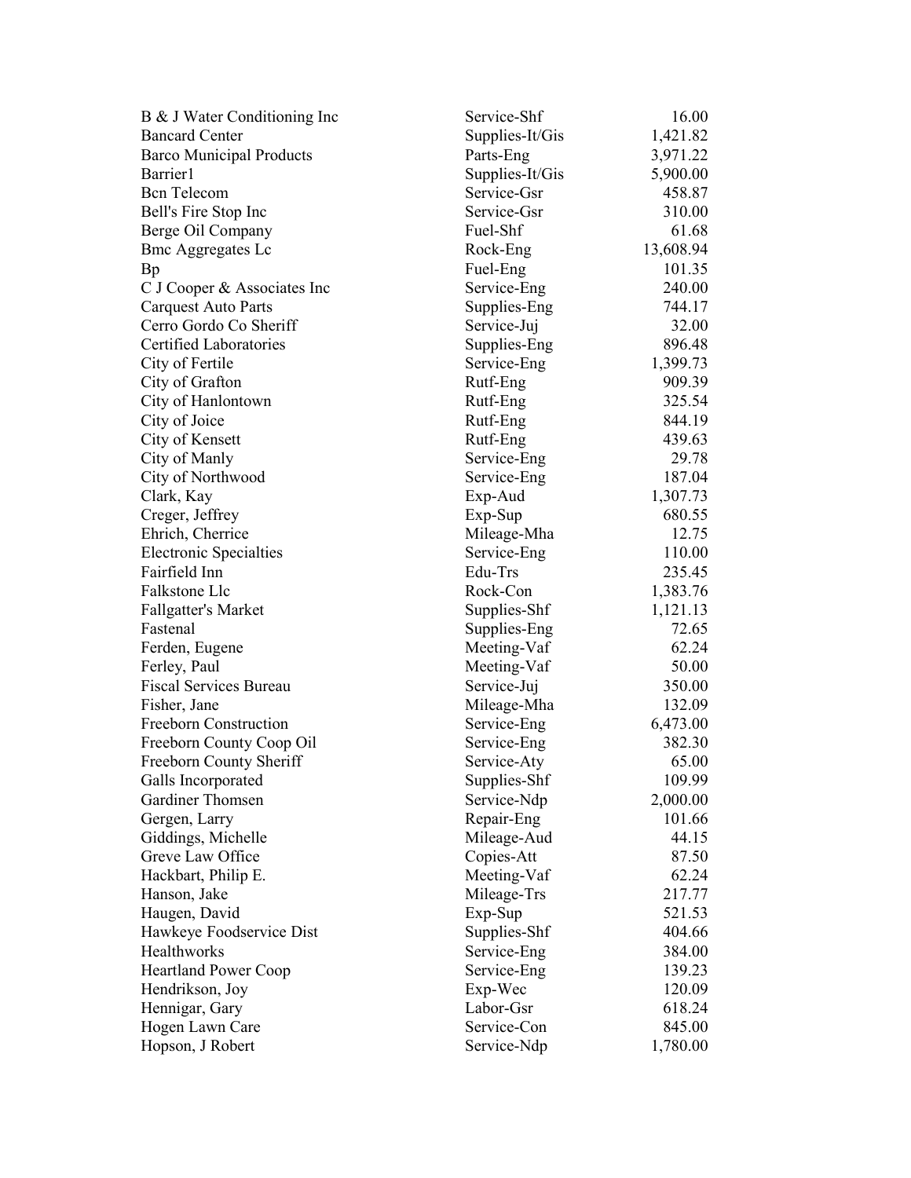| | | |
|---|---|---|
| B & J Water Conditioning Inc | Service-Shf | 16.00 |
| Bancard Center | Supplies-It/Gis | 1,421.82 |
| Barco Municipal Products | Parts-Eng | 3,971.22 |
| Barrier1 | Supplies-It/Gis | 5,900.00 |
| Bcn Telecom | Service-Gsr | 458.87 |
| Bell's Fire Stop Inc | Service-Gsr | 310.00 |
| Berge Oil Company | Fuel-Shf | 61.68 |
| Bmc Aggregates Lc | Rock-Eng | 13,608.94 |
| Bp | Fuel-Eng | 101.35 |
| C J Cooper & Associates Inc | Service-Eng | 240.00 |
| Carquest Auto Parts | Supplies-Eng | 744.17 |
| Cerro Gordo Co Sheriff | Service-Juj | 32.00 |
| Certified Laboratories | Supplies-Eng | 896.48 |
| City of Fertile | Service-Eng | 1,399.73 |
| City of Grafton | Rutf-Eng | 909.39 |
| City of Hanlontown | Rutf-Eng | 325.54 |
| City of Joice | Rutf-Eng | 844.19 |
| City of Kensett | Rutf-Eng | 439.63 |
| City of Manly | Service-Eng | 29.78 |
| City of Northwood | Service-Eng | 187.04 |
| Clark, Kay | Exp-Aud | 1,307.73 |
| Creger, Jeffrey | Exp-Sup | 680.55 |
| Ehrich, Cherrice | Mileage-Mha | 12.75 |
| Electronic Specialties | Service-Eng | 110.00 |
| Fairfield Inn | Edu-Trs | 235.45 |
| Falkstone Llc | Rock-Con | 1,383.76 |
| Fallgatter's Market | Supplies-Shf | 1,121.13 |
| Fastenal | Supplies-Eng | 72.65 |
| Ferden, Eugene | Meeting-Vaf | 62.24 |
| Ferley, Paul | Meeting-Vaf | 50.00 |
| Fiscal Services Bureau | Service-Juj | 350.00 |
| Fisher, Jane | Mileage-Mha | 132.09 |
| Freeborn Construction | Service-Eng | 6,473.00 |
| Freeborn County Coop Oil | Service-Eng | 382.30 |
| Freeborn County Sheriff | Service-Aty | 65.00 |
| Galls Incorporated | Supplies-Shf | 109.99 |
| Gardiner Thomsen | Service-Ndp | 2,000.00 |
| Gergen, Larry | Repair-Eng | 101.66 |
| Giddings, Michelle | Mileage-Aud | 44.15 |
| Greve Law Office | Copies-Att | 87.50 |
| Hackbart, Philip E. | Meeting-Vaf | 62.24 |
| Hanson, Jake | Mileage-Trs | 217.77 |
| Haugen, David | Exp-Sup | 521.53 |
| Hawkeye Foodservice Dist | Supplies-Shf | 404.66 |
| Healthworks | Service-Eng | 384.00 |
| Heartland Power Coop | Service-Eng | 139.23 |
| Hendrikson, Joy | Exp-Wec | 120.09 |
| Hennigar, Gary | Labor-Gsr | 618.24 |
| Hogen Lawn Care | Service-Con | 845.00 |
| Hopson, J Robert | Service-Ndp | 1,780.00 |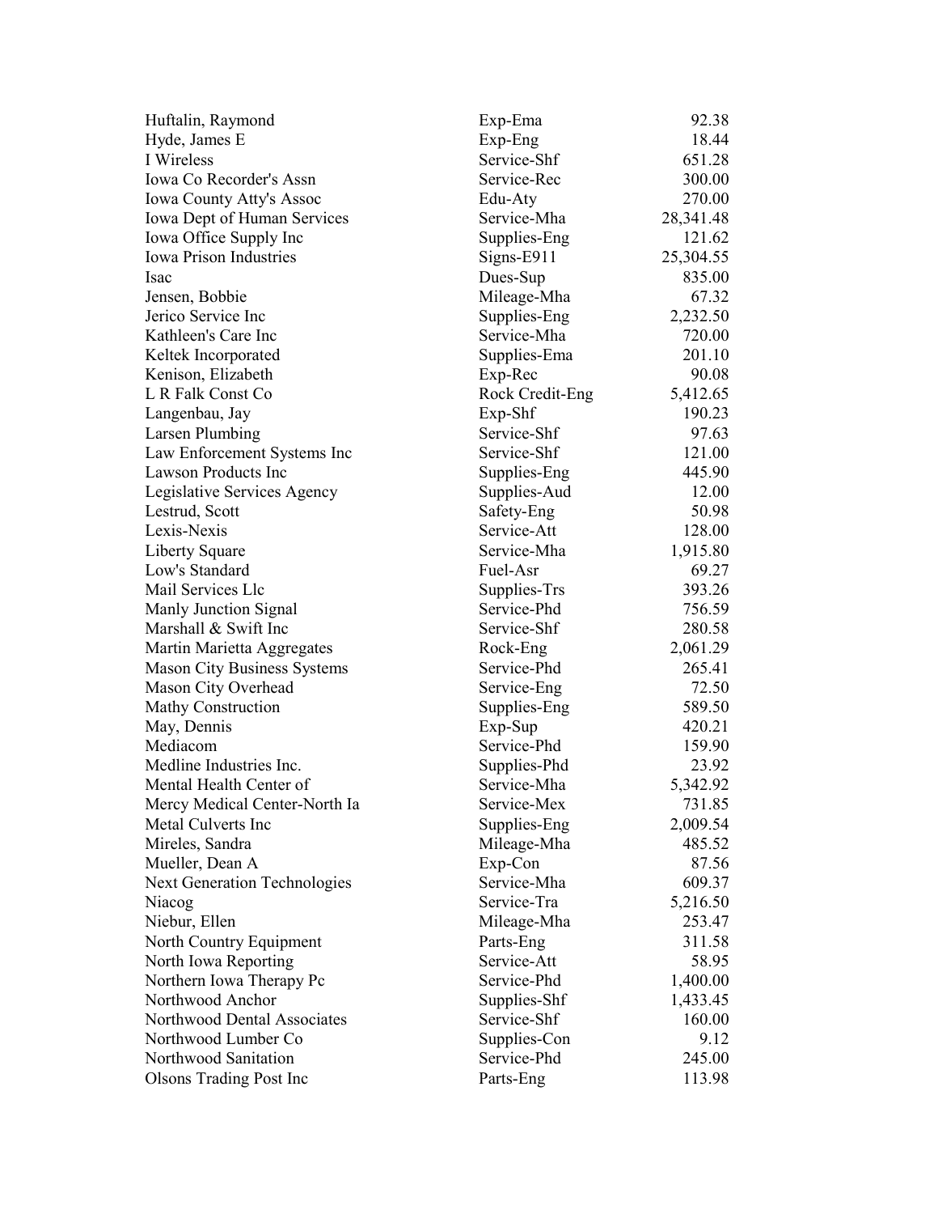| | | |
|---|---|---|
| Huftalin, Raymond | Exp-Ema | 92.38 |
| Hyde, James E | Exp-Eng | 18.44 |
| I Wireless | Service-Shf | 651.28 |
| Iowa Co Recorder's Assn | Service-Rec | 300.00 |
| Iowa County Atty's Assoc | Edu-Aty | 270.00 |
| Iowa Dept of Human Services | Service-Mha | 28,341.48 |
| Iowa Office Supply Inc | Supplies-Eng | 121.62 |
| Iowa Prison Industries | Signs-E911 | 25,304.55 |
| Isac | Dues-Sup | 835.00 |
| Jensen, Bobbie | Mileage-Mha | 67.32 |
| Jerico Service Inc | Supplies-Eng | 2,232.50 |
| Kathleen's Care Inc | Service-Mha | 720.00 |
| Keltek Incorporated | Supplies-Ema | 201.10 |
| Kenison, Elizabeth | Exp-Rec | 90.08 |
| L R Falk Const Co | Rock Credit-Eng | 5,412.65 |
| Langenbau, Jay | Exp-Shf | 190.23 |
| Larsen Plumbing | Service-Shf | 97.63 |
| Law Enforcement Systems Inc | Service-Shf | 121.00 |
| Lawson Products Inc | Supplies-Eng | 445.90 |
| Legislative Services Agency | Supplies-Aud | 12.00 |
| Lestrud, Scott | Safety-Eng | 50.98 |
| Lexis-Nexis | Service-Att | 128.00 |
| Liberty Square | Service-Mha | 1,915.80 |
| Low's Standard | Fuel-Asr | 69.27 |
| Mail Services Llc | Supplies-Trs | 393.26 |
| Manly Junction Signal | Service-Phd | 756.59 |
| Marshall & Swift Inc | Service-Shf | 280.58 |
| Martin Marietta Aggregates | Rock-Eng | 2,061.29 |
| Mason City Business Systems | Service-Phd | 265.41 |
| Mason City Overhead | Service-Eng | 72.50 |
| Mathy Construction | Supplies-Eng | 589.50 |
| May, Dennis | Exp-Sup | 420.21 |
| Mediacom | Service-Phd | 159.90 |
| Medline Industries Inc. | Supplies-Phd | 23.92 |
| Mental Health Center of | Service-Mha | 5,342.92 |
| Mercy Medical Center-North Ia | Service-Mex | 731.85 |
| Metal Culverts Inc | Supplies-Eng | 2,009.54 |
| Mireles, Sandra | Mileage-Mha | 485.52 |
| Mueller, Dean A | Exp-Con | 87.56 |
| Next Generation Technologies | Service-Mha | 609.37 |
| Niacog | Service-Tra | 5,216.50 |
| Niebur, Ellen | Mileage-Mha | 253.47 |
| North Country Equipment | Parts-Eng | 311.58 |
| North Iowa Reporting | Service-Att | 58.95 |
| Northern Iowa Therapy Pc | Service-Phd | 1,400.00 |
| Northwood Anchor | Supplies-Shf | 1,433.45 |
| Northwood Dental Associates | Service-Shf | 160.00 |
| Northwood Lumber Co | Supplies-Con | 9.12 |
| Northwood Sanitation | Service-Phd | 245.00 |
| Olsons Trading Post Inc | Parts-Eng | 113.98 |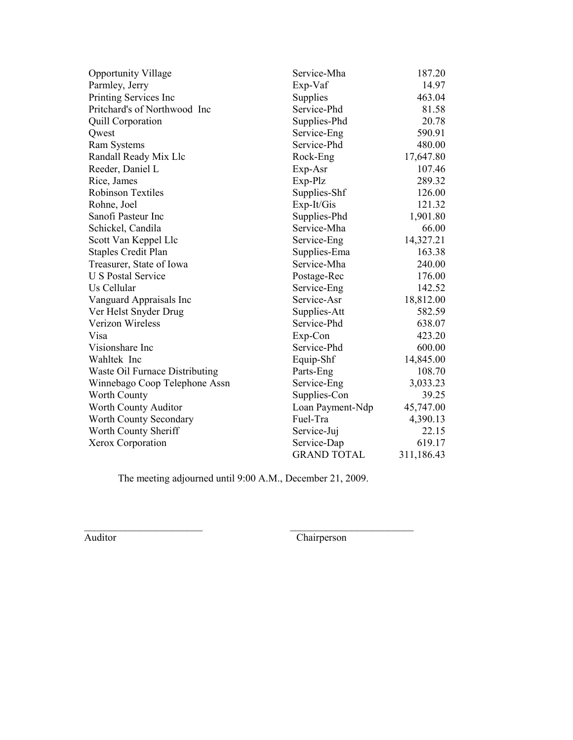| | | |
|---|---|---|
| Opportunity Village | Service-Mha | 187.20 |
| Parmley, Jerry | Exp-Vaf | 14.97 |
| Printing Services Inc | Supplies | 463.04 |
| Pritchard's of Northwood Inc | Service-Phd | 81.58 |
| Quill Corporation | Supplies-Phd | 20.78 |
| Qwest | Service-Eng | 590.91 |
| Ram Systems | Service-Phd | 480.00 |
| Randall Ready Mix Llc | Rock-Eng | 17,647.80 |
| Reeder, Daniel L | Exp-Asr | 107.46 |
| Rice, James | Exp-Plz | 289.32 |
| Robinson Textiles | Supplies-Shf | 126.00 |
| Rohne, Joel | Exp-It/Gis | 121.32 |
| Sanofi Pasteur Inc | Supplies-Phd | 1,901.80 |
| Schickel, Candila | Service-Mha | 66.00 |
| Scott Van Keppel Llc | Service-Eng | 14,327.21 |
| Staples Credit Plan | Supplies-Ema | 163.38 |
| Treasurer, State of Iowa | Service-Mha | 240.00 |
| U S Postal Service | Postage-Rec | 176.00 |
| Us Cellular | Service-Eng | 142.52 |
| Vanguard Appraisals Inc | Service-Asr | 18,812.00 |
| Ver Helst Snyder Drug | Supplies-Att | 582.59 |
| Verizon Wireless | Service-Phd | 638.07 |
| Visa | Exp-Con | 423.20 |
| Visionshare Inc | Service-Phd | 600.00 |
| Wahltek Inc | Equip-Shf | 14,845.00 |
| Waste Oil Furnace Distributing | Parts-Eng | 108.70 |
| Winnebago Coop Telephone Assn | Service-Eng | 3,033.23 |
| Worth County | Supplies-Con | 39.25 |
| Worth County Auditor | Loan Payment-Ndp | 45,747.00 |
| Worth County Secondary | Fuel-Tra | 4,390.13 |
| Worth County Sheriff | Service-Juj | 22.15 |
| Xerox Corporation | Service-Dap | 619.17 |
| | GRAND TOTAL | 311,186.43 |

The meeting adjourned until 9:00 A.M., December 21, 2009.

\_\_\_\_\_\_\_\_\_\_\_\_\_\_\_\_\_\_\_\_\_\_\_ \_\_\_\_\_\_\_\_\_\_\_\_\_\_\_\_\_\_\_\_\_\_\_\_

Auditor Chairperson